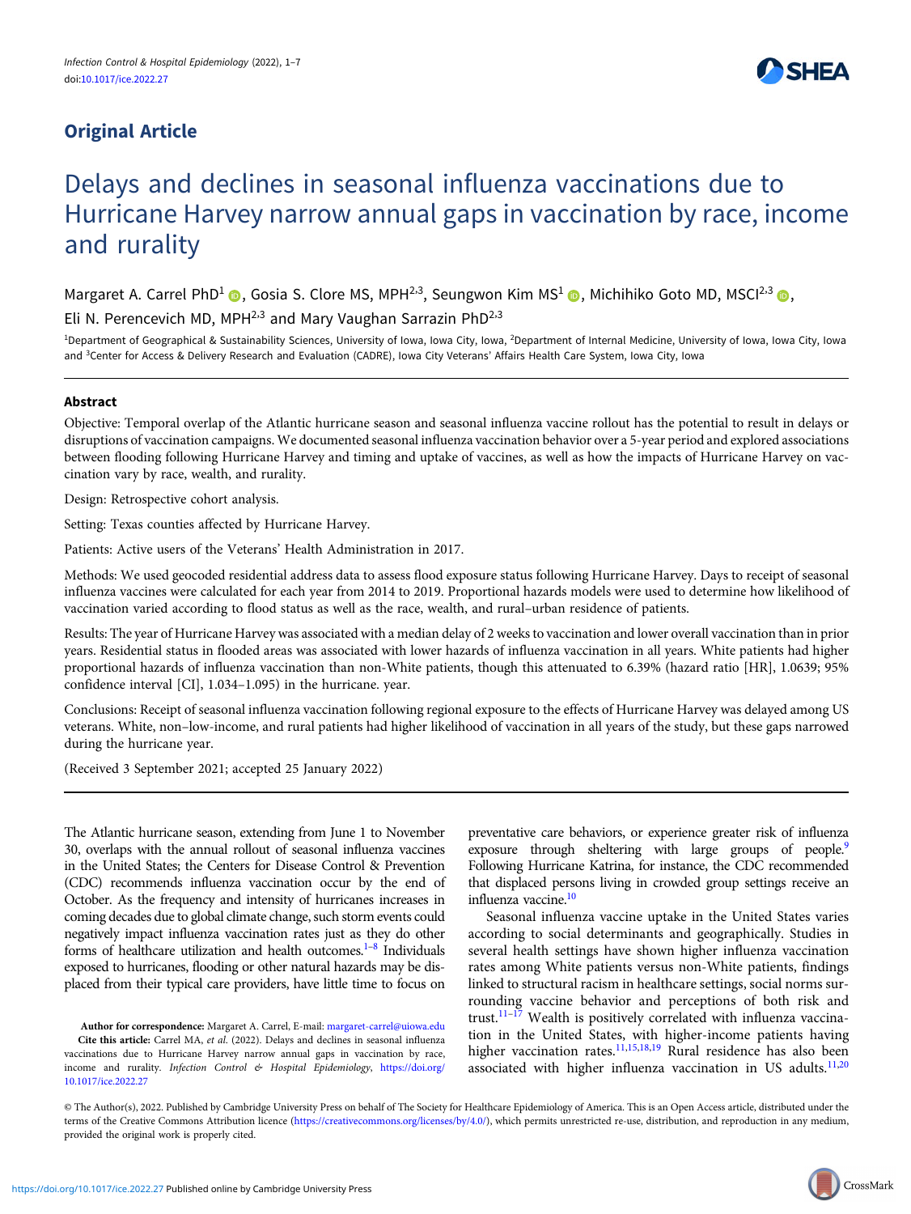Original Article

# Delays and declines in seasonal influenza vaccinations due to Hurricane Harvey narrow annual gaps in vaccination by race, income and rurality

Margaret A. Carrel PhD[1], Gosia S. Clore MS, MPH[2,3], Seungwon Kim MS[1], Michihiko Goto MD, MSCI[2,3], Eli N. Perencevich MD, MPH[2,3] and Mary Vaughan Sarrazin PhD[2,3]

[1]Department of Geographical & Sustainability Sciences, University of Iowa, Iowa City, Iowa, [2]Department of Internal Medicine, University of Iowa, Iowa City, Iowa and [3]Center for Access & Delivery Research and Evaluation (CADRE), Iowa City Veterans' Affairs Health Care System, Iowa City, Iowa

## Abstract

Objective: Temporal overlap of the Atlantic hurricane season and seasonal influenza vaccine rollout has the potential to result in delays or disruptions of vaccination campaigns. We documented seasonal influenza vaccination behavior over a 5-year period and explored associations between flooding following Hurricane Harvey and timing and uptake of vaccines, as well as how the impacts of Hurricane Harvey on vaccination vary by race, wealth, and rurality.

Design: Retrospective cohort analysis.

Setting: Texas counties affected by Hurricane Harvey.

Patients: Active users of the Veterans' Health Administration in 2017.

Methods: We used geocoded residential address data to assess flood exposure status following Hurricane Harvey. Days to receipt of seasonal influenza vaccines were calculated for each year from 2014 to 2019. Proportional hazards models were used to determine how likelihood of vaccination varied according to flood status as well as the race, wealth, and rural–urban residence of patients.

Results: The year of Hurricane Harvey was associated with a median delay of 2 weeks to vaccination and lower overall vaccination than in prior years. Residential status in flooded areas was associated with lower hazards of influenza vaccination in all years. White patients had higher proportional hazards of influenza vaccination than non-White patients, though this attenuated to 6.39% (hazard ratio [HR], 1.0639; 95% confidence interval [CI], 1.034–1.095) in the hurricane. year.

Conclusions: Receipt of seasonal influenza vaccination following regional exposure to the effects of Hurricane Harvey was delayed among US veterans. White, non–low-income, and rural patients had higher likelihood of vaccination in all years of the study, but these gaps narrowed during the hurricane year.

(Received 3 September 2021; accepted 25 January 2022)

The Atlantic hurricane season, extending from June 1 to November 30, overlaps with the annual rollout of seasonal influenza vaccines in the United States; the Centers for Disease Control & Prevention (CDC) recommends influenza vaccination occur by the end of October. As the frequency and intensity of hurricanes increases in coming decades due to global climate change, such storm events could negatively impact influenza vaccination rates just as they do other forms of healthcare utilization and health outcomes.[1–8] Individuals exposed to hurricanes, flooding or other natural hazards may be displaced from their typical care providers, have little time to focus on preventative care behaviors, or experience greater risk of influenza exposure through sheltering with large groups of people.[9] Following Hurricane Katrina, for instance, the CDC recommended that displaced persons living in crowded group settings receive an influenza vaccine.[10]

Seasonal influenza vaccine uptake in the United States varies according to social determinants and geographically. Studies in several health settings have shown higher influenza vaccination rates among White patients versus non-White patients, findings linked to structural racism in healthcare settings, social norms surrounding vaccine behavior and perceptions of both risk and trust.[11–17] Wealth is positively correlated with influenza vaccination in the United States, with higher-income patients having higher vaccination rates.[11,15,18,19] Rural residence has also been associated with higher influenza vaccination in US adults.[11,20]

**Author for correspondence:** Margaret A. Carrel, E-mail: margaret-carrel@uiowa.edu

**Cite this article:** Carrel MA, *et al*. (2022). Delays and declines in seasonal influenza vaccinations due to Hurricane Harvey narrow annual gaps in vaccination by race, income and rurality. *Infection Control & Hospital Epidemiology*, https://doi.org/10.1017/ice.2022.27

© The Author(s), 2022. Published by Cambridge University Press on behalf of The Society for Healthcare Epidemiology of America. This is an Open Access article, distributed under the terms of the Creative Commons Attribution licence (https://creativecommons.org/licenses/by/4.0/), which permits unrestricted re-use, distribution, and reproduction in any medium, provided the original work is properly cited.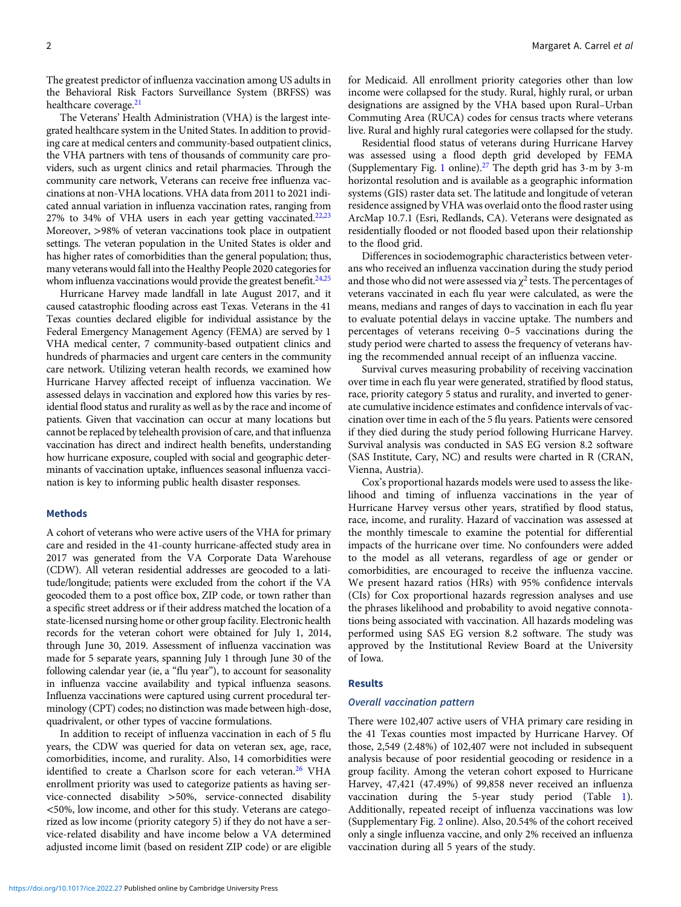The greatest predictor of influenza vaccination among US adults in the Behavioral Risk Factors Surveillance System (BRFSS) was healthcare coverage.[21]

The Veterans' Health Administration (VHA) is the largest integrated healthcare system in the United States. In addition to providing care at medical centers and community-based outpatient clinics, the VHA partners with tens of thousands of community care providers, such as urgent clinics and retail pharmacies. Through the community care network, Veterans can receive free influenza vaccinations at non-VHA locations. VHA data from 2011 to 2021 indicated annual variation in influenza vaccination rates, ranging from 27% to 34% of VHA users in each year getting vaccinated.[22,23] Moreover, >98% of veteran vaccinations took place in outpatient settings. The veteran population in the United States is older and has higher rates of comorbidities than the general population; thus, many veterans would fall into the Healthy People 2020 categories for whom influenza vaccinations would provide the greatest benefit.[24,25]

Hurricane Harvey made landfall in late August 2017, and it caused catastrophic flooding across east Texas. Veterans in the 41 Texas counties declared eligible for individual assistance by the Federal Emergency Management Agency (FEMA) are served by 1 VHA medical center, 7 community-based outpatient clinics and hundreds of pharmacies and urgent care centers in the community care network. Utilizing veteran health records, we examined how Hurricane Harvey affected receipt of influenza vaccination. We assessed delays in vaccination and explored how this varies by residential flood status and rurality as well as by the race and income of patients. Given that vaccination can occur at many locations but cannot be replaced by telehealth provision of care, and that influenza vaccination has direct and indirect health benefits, understanding how hurricane exposure, coupled with social and geographic determinants of vaccination uptake, influences seasonal influenza vaccination is key to informing public health disaster responses.

## Methods

A cohort of veterans who were active users of the VHA for primary care and resided in the 41-county hurricane-affected study area in 2017 was generated from the VA Corporate Data Warehouse (CDW). All veteran residential addresses are geocoded to a latitude/longitude; patients were excluded from the cohort if the VA geocoded them to a post office box, ZIP code, or town rather than a specific street address or if their address matched the location of a state-licensed nursing home or other group facility. Electronic health records for the veteran cohort were obtained for July 1, 2014, through June 30, 2019. Assessment of influenza vaccination was made for 5 separate years, spanning July 1 through June 30 of the following calendar year (ie, a "flu year"), to account for seasonality in influenza vaccine availability and typical influenza seasons. Influenza vaccinations were captured using current procedural terminology (CPT) codes; no distinction was made between high-dose, quadrivalent, or other types of vaccine formulations.

In addition to receipt of influenza vaccination in each of 5 flu years, the CDW was queried for data on veteran sex, age, race, comorbidities, income, and rurality. Also, 14 comorbidities were identified to create a Charlson score for each veteran.[26] VHA enrollment priority was used to categorize patients as having service-connected disability >50%, service-connected disability <50%, low income, and other for this study. Veterans are categorized as low income (priority category 5) if they do not have a service-related disability and have income below a VA determined adjusted income limit (based on resident ZIP code) or are eligible for Medicaid. All enrollment priority categories other than low income were collapsed for the study. Rural, highly rural, or urban designations are assigned by the VHA based upon Rural–Urban Commuting Area (RUCA) codes for census tracts where veterans live. Rural and highly rural categories were collapsed for the study.

Residential flood status of veterans during Hurricane Harvey was assessed using a flood depth grid developed by FEMA (Supplementary Fig. 1 online).[27] The depth grid has 3-m by 3-m horizontal resolution and is available as a geographic information systems (GIS) raster data set. The latitude and longitude of veteran residence assigned by VHA was overlaid onto the flood raster using ArcMap 10.7.1 (Esri, Redlands, CA). Veterans were designated as residentially flooded or not flooded based upon their relationship to the flood grid.

Differences in sociodemographic characteristics between veterans who received an influenza vaccination during the study period and those who did not were assessed via $\chi^2$ tests. The percentages of veterans vaccinated in each flu year were calculated, as were the means, medians and ranges of days to vaccination in each flu year to evaluate potential delays in vaccine uptake. The numbers and percentages of veterans receiving 0–5 vaccinations during the study period were charted to assess the frequency of veterans having the recommended annual receipt of an influenza vaccine.

Survival curves measuring probability of receiving vaccination over time in each flu year were generated, stratified by flood status, race, priority category 5 status and rurality, and inverted to generate cumulative incidence estimates and confidence intervals of vaccination over time in each of the 5 flu years. Patients were censored if they died during the study period following Hurricane Harvey. Survival analysis was conducted in SAS EG version 8.2 software (SAS Institute, Cary, NC) and results were charted in R (CRAN, Vienna, Austria).

Cox's proportional hazards models were used to assess the likelihood and timing of influenza vaccinations in the year of Hurricane Harvey versus other years, stratified by flood status, race, income, and rurality. Hazard of vaccination was assessed at the monthly timescale to examine the potential for differential impacts of the hurricane over time. No confounders were added to the model as all veterans, regardless of age or gender or comorbidities, are encouraged to receive the influenza vaccine. We present hazard ratios (HRs) with 95% confidence intervals (CIs) for Cox proportional hazards regression analyses and use the phrases likelihood and probability to avoid negative connotations being associated with vaccination. All hazards modeling was performed using SAS EG version 8.2 software. The study was approved by the Institutional Review Board at the University of Iowa.

## Results

### Overall vaccination pattern

There were 102,407 active users of VHA primary care residing in the 41 Texas counties most impacted by Hurricane Harvey. Of those, 2,549 (2.48%) of 102,407 were not included in subsequent analysis because of poor residential geocoding or residence in a group facility. Among the veteran cohort exposed to Hurricane Harvey, 47,421 (47.49%) of 99,858 never received an influenza vaccination during the 5-year study period (Table 1). Additionally, repeated receipt of influenza vaccinations was low (Supplementary Fig. 2 online). Also, 20.54% of the cohort received only a single influenza vaccine, and only 2% received an influenza vaccination during all 5 years of the study.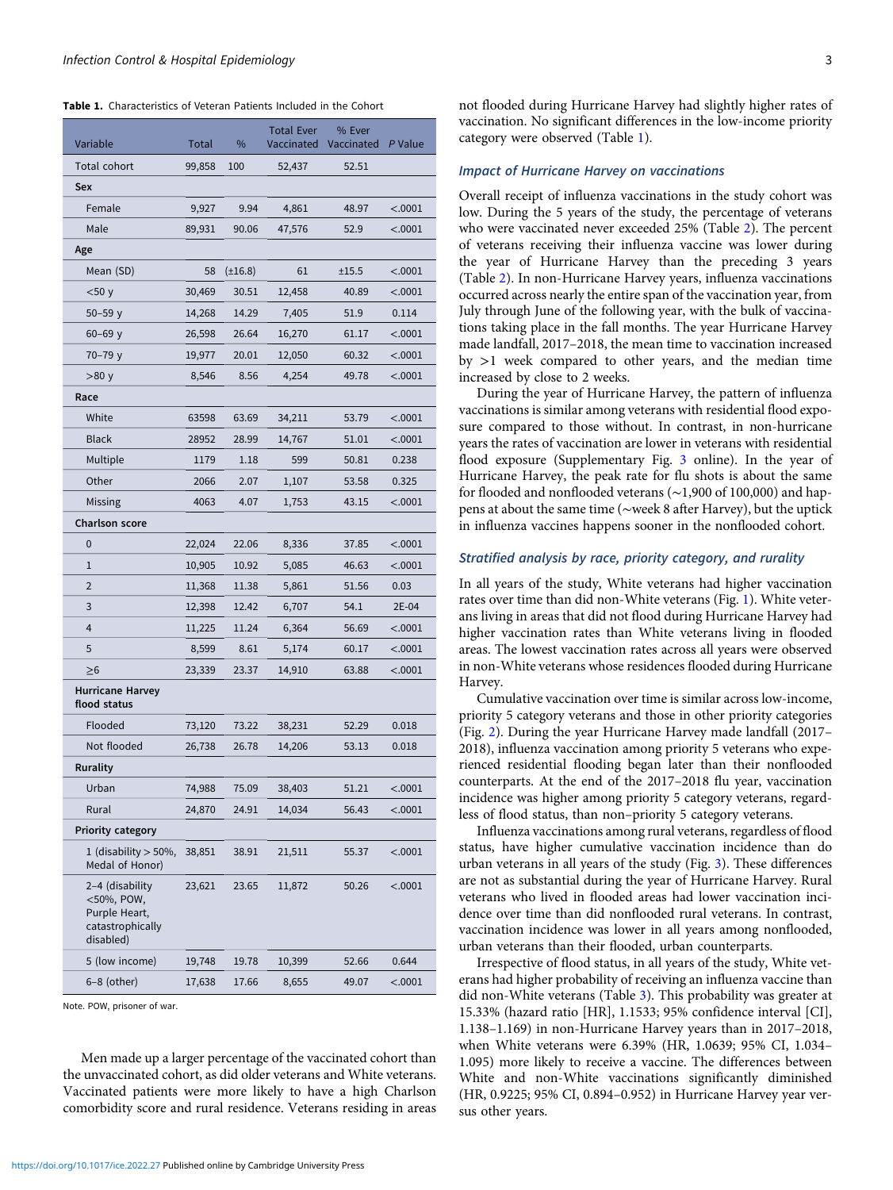**Table 1.** Characteristics of Veteran Patients Included in the Cohort

| Variable | Total | % | Total Ever Vaccinated | % Ever Vaccinated | P Value |
|---|---|---|---|---|---|
| Total cohort | 99,858 | 100 | 52,437 | 52.51 | |
| **Sex** | | | | | |
| Female | 9,927 | 9.94 | 4,861 | 48.97 | <.0001 |
| Male | 89,931 | 90.06 | 47,576 | 52.9 | <.0001 |
| **Age** | | | | | |
| Mean (SD) | 58 | (±16.8) | 61 | ±15.5 | <.0001 |
| <50 y | 30,469 | 30.51 | 12,458 | 40.89 | <.0001 |
| 50–59 y | 14,268 | 14.29 | 7,405 | 51.9 | 0.114 |
| 60–69 y | 26,598 | 26.64 | 16,270 | 61.17 | <.0001 |
| 70–79 y | 19,977 | 20.01 | 12,050 | 60.32 | <.0001 |
| >80 y | 8,546 | 8.56 | 4,254 | 49.78 | <.0001 |
| **Race** | | | | | |
| White | 63598 | 63.69 | 34,211 | 53.79 | <.0001 |
| Black | 28952 | 28.99 | 14,767 | 51.01 | <.0001 |
| Multiple | 1179 | 1.18 | 599 | 50.81 | 0.238 |
| Other | 2066 | 2.07 | 1,107 | 53.58 | 0.325 |
| Missing | 4063 | 4.07 | 1,753 | 43.15 | <.0001 |
| **Charlson score** | | | | | |
| 0 | 22,024 | 22.06 | 8,336 | 37.85 | <.0001 |
| 1 | 10,905 | 10.92 | 5,085 | 46.63 | <.0001 |
| 2 | 11,368 | 11.38 | 5,861 | 51.56 | 0.03 |
| 3 | 12,398 | 12.42 | 6,707 | 54.1 | 2E-04 |
| 4 | 11,225 | 11.24 | 6,364 | 56.69 | <.0001 |
| 5 | 8,599 | 8.61 | 5,174 | 60.17 | <.0001 |
| ≥6 | 23,339 | 23.37 | 14,910 | 63.88 | <.0001 |
| **Hurricane Harvey flood status** | | | | | |
| Flooded | 73,120 | 73.22 | 38,231 | 52.29 | 0.018 |
| Not flooded | 26,738 | 26.78 | 14,206 | 53.13 | 0.018 |
| **Rurality** | | | | | |
| Urban | 74,988 | 75.09 | 38,403 | 51.21 | <.0001 |
| Rural | 24,870 | 24.91 | 14,034 | 56.43 | <.0001 |
| **Priority category** | | | | | |
| 1 (disability > 50%, Medal of Honor) | 38,851 | 38.91 | 21,511 | 55.37 | <.0001 |
| 2–4 (disability <50%, POW, Purple Heart, catastrophically disabled) | 23,621 | 23.65 | 11,872 | 50.26 | <.0001 |
| 5 (low income) | 19,748 | 19.78 | 10,399 | 52.66 | 0.644 |
| 6–8 (other) | 17,638 | 17.66 | 8,655 | 49.07 | <.0001 |

Note. POW, prisoner of war.

Men made up a larger percentage of the vaccinated cohort than the unvaccinated cohort, as did older veterans and White veterans. Vaccinated patients were more likely to have a high Charlson comorbidity score and rural residence. Veterans residing in areas not flooded during Hurricane Harvey had slightly higher rates of vaccination. No significant differences in the low-income priority category were observed (Table 1).

### Impact of Hurricane Harvey on vaccinations

Overall receipt of influenza vaccinations in the study cohort was low. During the 5 years of the study, the percentage of veterans who were vaccinated never exceeded 25% (Table 2). The percent of veterans receiving their influenza vaccine was lower during the year of Hurricane Harvey than the preceding 3 years (Table 2). In non-Hurricane Harvey years, influenza vaccinations occurred across nearly the entire span of the vaccination year, from July through June of the following year, with the bulk of vaccinations taking place in the fall months. The year Hurricane Harvey made landfall, 2017–2018, the mean time to vaccination increased by >1 week compared to other years, and the median time increased by close to 2 weeks.

During the year of Hurricane Harvey, the pattern of influenza vaccinations is similar among veterans with residential flood exposure compared to those without. In contrast, in non-hurricane years the rates of vaccination are lower in veterans with residential flood exposure (Supplementary Fig. 3 online). In the year of Hurricane Harvey, the peak rate for flu shots is about the same for flooded and nonflooded veterans (~1,900 of 100,000) and happens at about the same time (~week 8 after Harvey), but the uptick in influenza vaccines happens sooner in the nonflooded cohort.

### Stratified analysis by race, priority category, and rurality

In all years of the study, White veterans had higher vaccination rates over time than did non-White veterans (Fig. 1). White veterans living in areas that did not flood during Hurricane Harvey had higher vaccination rates than White veterans living in flooded areas. The lowest vaccination rates across all years were observed in non-White veterans whose residences flooded during Hurricane Harvey.

Cumulative vaccination over time is similar across low-income, priority 5 category veterans and those in other priority categories (Fig. 2). During the year Hurricane Harvey made landfall (2017–2018), influenza vaccination among priority 5 veterans who experienced residential flooding began later than their nonflooded counterparts. At the end of the 2017–2018 flu year, vaccination incidence was higher among priority 5 category veterans, regardless of flood status, than non–priority 5 category veterans.

Influenza vaccinations among rural veterans, regardless of flood status, have higher cumulative vaccination incidence than do urban veterans in all years of the study (Fig. 3). These differences are not as substantial during the year of Hurricane Harvey. Rural veterans who lived in flooded areas had lower vaccination incidence over time than did nonflooded rural veterans. In contrast, vaccination incidence was lower in all years among nonflooded, urban veterans than their flooded, urban counterparts.

Irrespective of flood status, in all years of the study, White veterans had higher probability of receiving an influenza vaccine than did non-White veterans (Table 3). This probability was greater at 15.33% (hazard ratio [HR], 1.1533; 95% confidence interval [CI], 1.138–1.169) in non-Hurricane Harvey years than in 2017–2018, when White veterans were 6.39% (HR, 1.0639; 95% CI, 1.034–1.095) more likely to receive a vaccine. The differences between White and non-White vaccinations significantly diminished (HR, 0.9225; 95% CI, 0.894–0.952) in Hurricane Harvey year versus other years.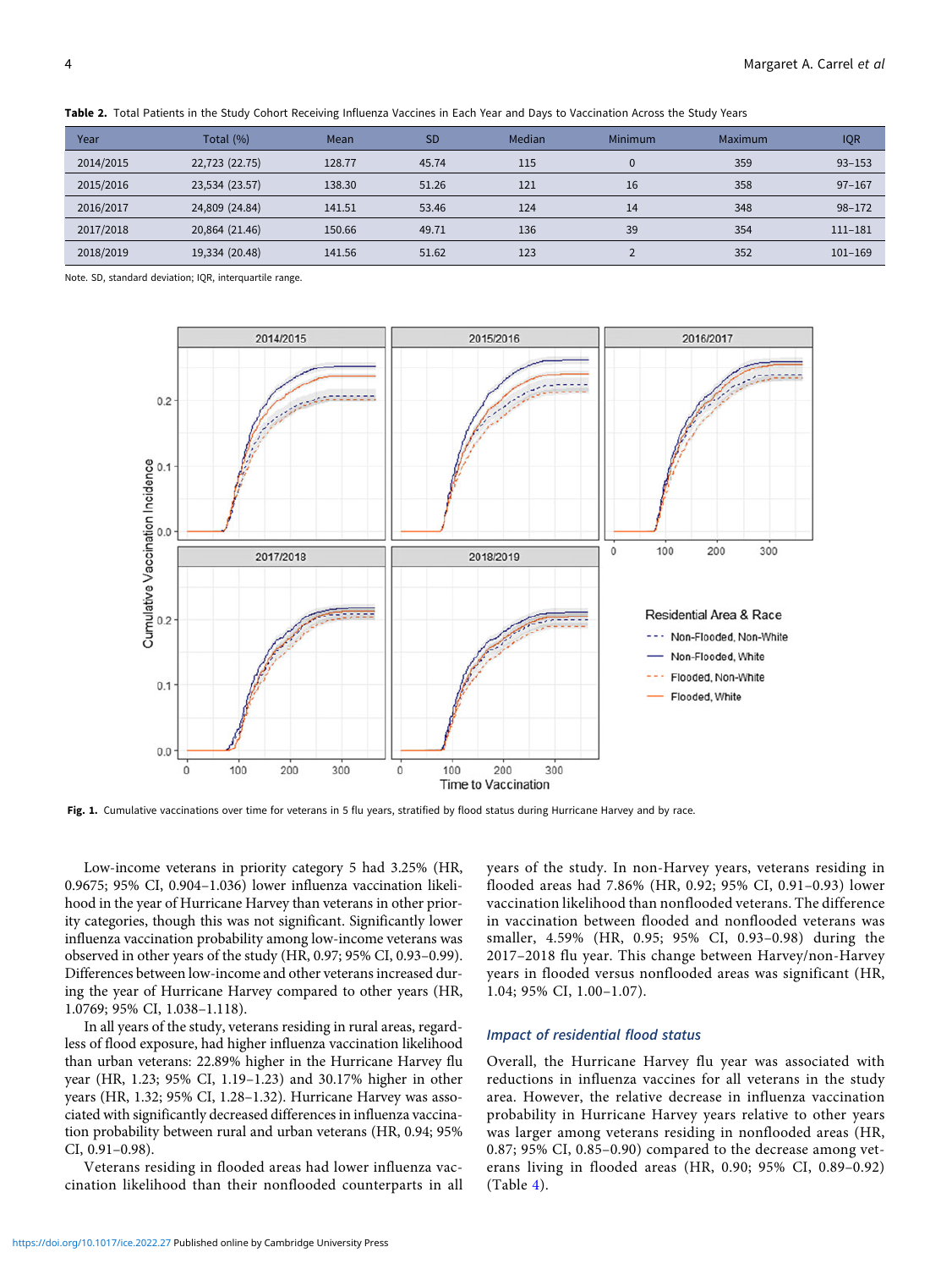**Table 2.** Total Patients in the Study Cohort Receiving Influenza Vaccines in Each Year and Days to Vaccination Across the Study Years

| Year | Total (%) | Mean | SD | Median | Minimum | Maximum | IQR |
|---|---|---|---|---|---|---|---|
| 2014/2015 | 22,723 (22.75) | 128.77 | 45.74 | 115 | 0 | 359 | 93–153 |
| 2015/2016 | 23,534 (23.57) | 138.30 | 51.26 | 121 | 16 | 358 | 97–167 |
| 2016/2017 | 24,809 (24.84) | 141.51 | 53.46 | 124 | 14 | 348 | 98–172 |
| 2017/2018 | 20,864 (21.46) | 150.66 | 49.71 | 136 | 39 | 354 | 111–181 |
| 2018/2019 | 19,334 (20.48) | 141.56 | 51.62 | 123 | 2 | 352 | 101–169 |

Note. SD, standard deviation; IQR, interquartile range.

**Fig. 1.** Cumulative vaccinations over time for veterans in 5 flu years, stratified by flood status during Hurricane Harvey and by race.

Low-income veterans in priority category 5 had 3.25% (HR, 0.9675; 95% CI, 0.904–1.036) lower influenza vaccination likelihood in the year of Hurricane Harvey than veterans in other priority categories, though this was not significant. Significantly lower influenza vaccination probability among low-income veterans was observed in other years of the study (HR, 0.97; 95% CI, 0.93–0.99). Differences between low-income and other veterans increased during the year of Hurricane Harvey compared to other years (HR, 1.0769; 95% CI, 1.038–1.118).

In all years of the study, veterans residing in rural areas, regardless of flood exposure, had higher influenza vaccination likelihood than urban veterans: 22.89% higher in the Hurricane Harvey flu year (HR, 1.23; 95% CI, 1.19–1.23) and 30.17% higher in other years (HR, 1.32; 95% CI, 1.28–1.32). Hurricane Harvey was associated with significantly decreased differences in influenza vaccination probability between rural and urban veterans (HR, 0.94; 95% CI, 0.91–0.98).

Veterans residing in flooded areas had lower influenza vaccination likelihood than their nonflooded counterparts in all years of the study. In non-Harvey years, veterans residing in flooded areas had 7.86% (HR, 0.92; 95% CI, 0.91–0.93) lower vaccination likelihood than nonflooded veterans. The difference in vaccination between flooded and nonflooded veterans was smaller, 4.59% (HR, 0.95; 95% CI, 0.93–0.98) during the 2017–2018 flu year. This change between Harvey/non-Harvey years in flooded versus nonflooded areas was significant (HR, 1.04; 95% CI, 1.00–1.07).

### *Impact of residential flood status*

Overall, the Hurricane Harvey flu year was associated with reductions in influenza vaccines for all veterans in the study area. However, the relative decrease in influenza vaccination probability in Hurricane Harvey years relative to other years was larger among veterans residing in nonflooded areas (HR, 0.87; 95% CI, 0.85–0.90) compared to the decrease among veterans living in flooded areas (HR, 0.90; 95% CI, 0.89–0.92) (Table 4).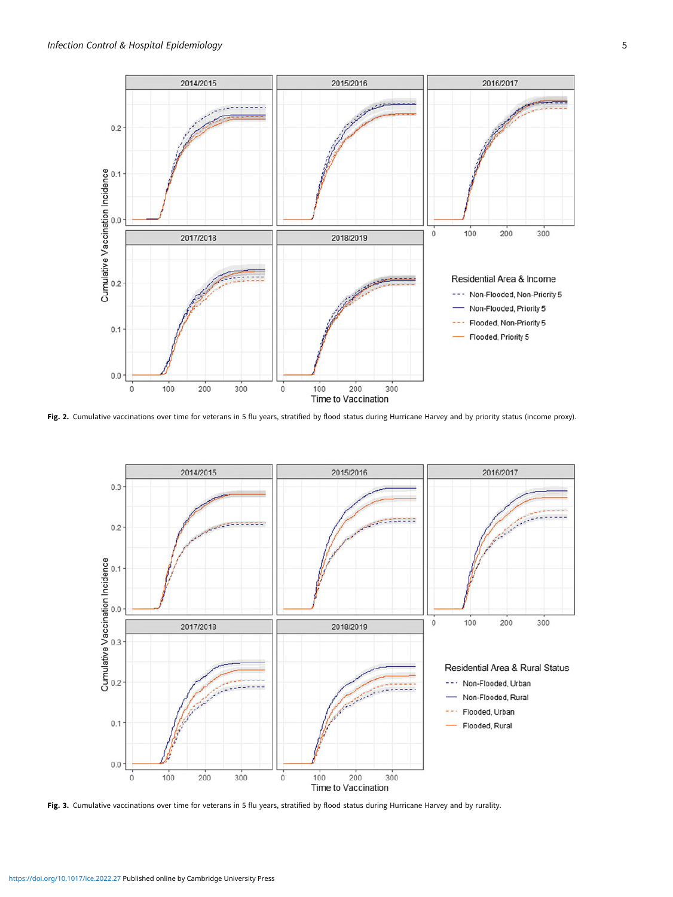**Fig. 2.** Cumulative vaccinations over time for veterans in 5 flu years, stratified by flood status during Hurricane Harvey and by priority status (income proxy).

**Fig. 3.** Cumulative vaccinations over time for veterans in 5 flu years, stratified by flood status during Hurricane Harvey and by rurality.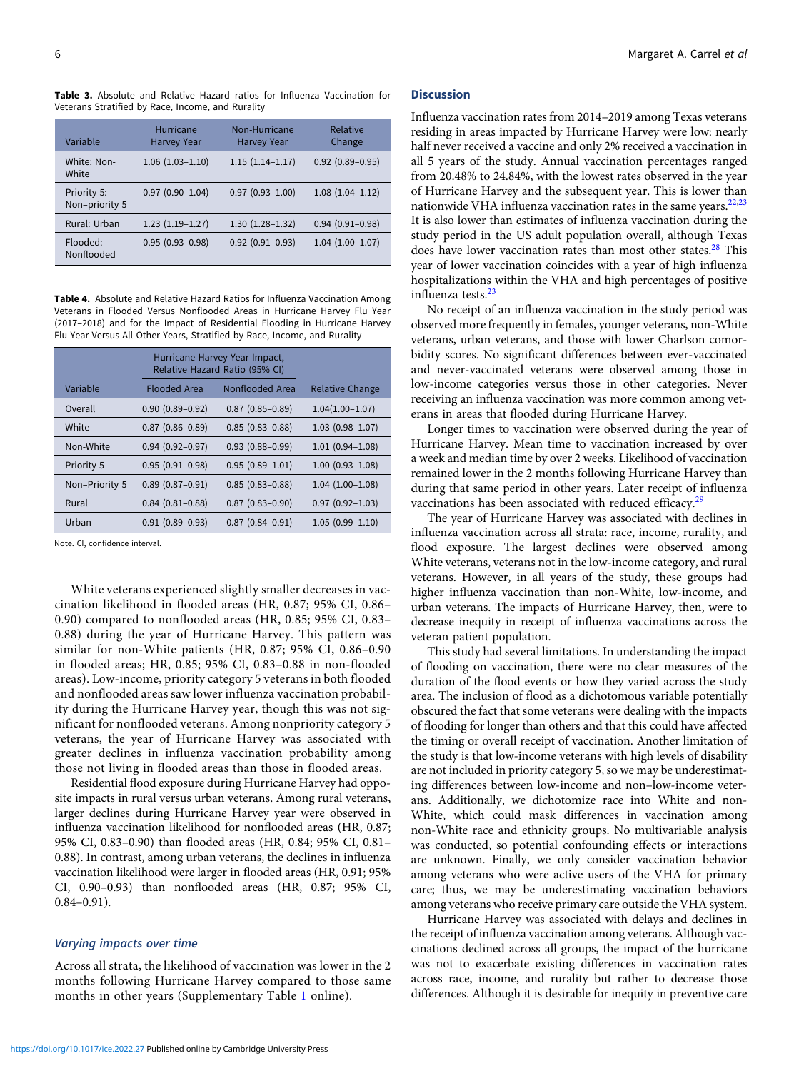**Table 3.** Absolute and Relative Hazard ratios for Influenza Vaccination for Veterans Stratified by Race, Income, and Rurality

| Variable | Hurricane Harvey Year | Non-Hurricane Harvey Year | Relative Change |
|---|---|---|---|
| White: Non-White | 1.06 (1.03–1.10) | 1.15 (1.14–1.17) | 0.92 (0.89–0.95) |
| Priority 5: Non–priority 5 | 0.97 (0.90–1.04) | 0.97 (0.93–1.00) | 1.08 (1.04–1.12) |
| Rural: Urban | 1.23 (1.19–1.27) | 1.30 (1.28–1.32) | 0.94 (0.91–0.98) |
| Flooded: Nonflooded | 0.95 (0.93–0.98) | 0.92 (0.91–0.93) | 1.04 (1.00–1.07) |

**Table 4.** Absolute and Relative Hazard Ratios for Influenza Vaccination Among Veterans in Flooded Versus Nonflooded Areas in Hurricane Harvey Flu Year (2017–2018) and for the Impact of Residential Flooding in Hurricane Harvey Flu Year Versus All Other Years, Stratified by Race, Income, and Rurality

| | Hurricane Harvey Year Impact, Relative Hazard Ratio (95% CI) | | |
|---|---|---|---|
| Variable | Flooded Area | Nonflooded Area | Relative Change |
| Overall | 0.90 (0.89–0.92) | 0.87 (0.85–0.89) | 1.04(1.00–1.07) |
| White | 0.87 (0.86–0.89) | 0.85 (0.83–0.88) | 1.03 (0.98–1.07) |
| Non-White | 0.94 (0.92–0.97) | 0.93 (0.88–0.99) | 1.01 (0.94–1.08) |
| Priority 5 | 0.95 (0.91–0.98) | 0.95 (0.89–1.01) | 1.00 (0.93–1.08) |
| Non–Priority 5 | 0.89 (0.87–0.91) | 0.85 (0.83–0.88) | 1.04 (1.00–1.08) |
| Rural | 0.84 (0.81–0.88) | 0.87 (0.83–0.90) | 0.97 (0.92–1.03) |
| Urban | 0.91 (0.89–0.93) | 0.87 (0.84–0.91) | 1.05 (0.99–1.10) |

Note. CI, confidence interval.

White veterans experienced slightly smaller decreases in vaccination likelihood in flooded areas (HR, 0.87; 95% CI, 0.86–0.90) compared to nonflooded areas (HR, 0.85; 95% CI, 0.83–0.88) during the year of Hurricane Harvey. This pattern was similar for non-White patients (HR, 0.87; 95% CI, 0.86–0.90 in flooded areas; HR, 0.85; 95% CI, 0.83–0.88 in non-flooded areas). Low-income, priority category 5 veterans in both flooded and nonflooded areas saw lower influenza vaccination probability during the Hurricane Harvey year, though this was not significant for nonflooded veterans. Among nonpriority category 5 veterans, the year of Hurricane Harvey was associated with greater declines in influenza vaccination probability among those not living in flooded areas than those in flooded areas.

Residential flood exposure during Hurricane Harvey had opposite impacts in rural versus urban veterans. Among rural veterans, larger declines during Hurricane Harvey year were observed in influenza vaccination likelihood for nonflooded areas (HR, 0.87; 95% CI, 0.83–0.90) than flooded areas (HR, 0.84; 95% CI, 0.81–0.88). In contrast, among urban veterans, the declines in influenza vaccination likelihood were larger in flooded areas (HR, 0.91; 95% CI, 0.90–0.93) than nonflooded areas (HR, 0.87; 95% CI, 0.84–0.91).

### *Varying impacts over time*

Across all strata, the likelihood of vaccination was lower in the 2 months following Hurricane Harvey compared to those same months in other years (Supplementary Table 1 online).

## Discussion

Influenza vaccination rates from 2014–2019 among Texas veterans residing in areas impacted by Hurricane Harvey were low: nearly half never received a vaccine and only 2% received a vaccination in all 5 years of the study. Annual vaccination percentages ranged from 20.48% to 24.84%, with the lowest rates observed in the year of Hurricane Harvey and the subsequent year. This is lower than nationwide VHA influenza vaccination rates in the same years.[22,23] It is also lower than estimates of influenza vaccination during the study period in the US adult population overall, although Texas does have lower vaccination rates than most other states.[28] This year of lower vaccination coincides with a year of high influenza hospitalizations within the VHA and high percentages of positive influenza tests.[23]

No receipt of an influenza vaccination in the study period was observed more frequently in females, younger veterans, non-White veterans, urban veterans, and those with lower Charlson comorbidity scores. No significant differences between ever-vaccinated and never-vaccinated veterans were observed among those in low-income categories versus those in other categories. Never receiving an influenza vaccination was more common among veterans in areas that flooded during Hurricane Harvey.

Longer times to vaccination were observed during the year of Hurricane Harvey. Mean time to vaccination increased by over a week and median time by over 2 weeks. Likelihood of vaccination remained lower in the 2 months following Hurricane Harvey than during that same period in other years. Later receipt of influenza vaccinations has been associated with reduced efficacy.[29]

The year of Hurricane Harvey was associated with declines in influenza vaccination across all strata: race, income, rurality, and flood exposure. The largest declines were observed among White veterans, veterans not in the low-income category, and rural veterans. However, in all years of the study, these groups had higher influenza vaccination than non-White, low-income, and urban veterans. The impacts of Hurricane Harvey, then, were to decrease inequity in receipt of influenza vaccinations across the veteran patient population.

This study had several limitations. In understanding the impact of flooding on vaccination, there were no clear measures of the duration of the flood events or how they varied across the study area. The inclusion of flood as a dichotomous variable potentially obscured the fact that some veterans were dealing with the impacts of flooding for longer than others and that this could have affected the timing or overall receipt of vaccination. Another limitation of the study is that low-income veterans with high levels of disability are not included in priority category 5, so we may be underestimating differences between low-income and non–low-income veterans. Additionally, we dichotomize race into White and non-White, which could mask differences in vaccination among non-White race and ethnicity groups. No multivariable analysis was conducted, so potential confounding effects or interactions are unknown. Finally, we only consider vaccination behavior among veterans who were active users of the VHA for primary care; thus, we may be underestimating vaccination behaviors among veterans who receive primary care outside the VHA system.

Hurricane Harvey was associated with delays and declines in the receipt of influenza vaccination among veterans. Although vaccinations declined across all groups, the impact of the hurricane was not to exacerbate existing differences in vaccination rates across race, income, and rurality but rather to decrease those differences. Although it is desirable for inequity in preventive care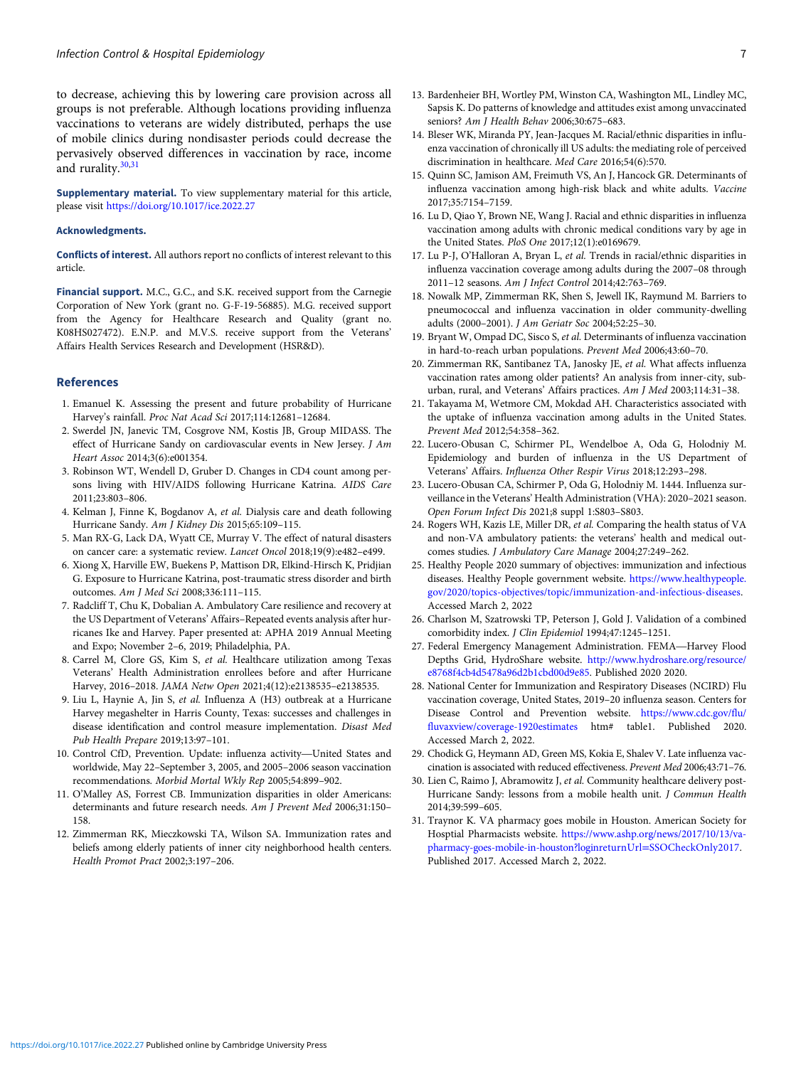to decrease, achieving this by lowering care provision across all groups is not preferable. Although locations providing influenza vaccinations to veterans are widely distributed, perhaps the use of mobile clinics during nondisaster periods could decrease the pervasively observed differences in vaccination by race, income and rurality.[30,31]

**Supplementary material.** To view supplementary material for this article, please visit https://doi.org/10.1017/ice.2022.27

**Acknowledgments.**

**Conflicts of interest.** All authors report no conflicts of interest relevant to this article.

**Financial support.** M.C., G.C., and S.K. received support from the Carnegie Corporation of New York (grant no. G-F-19-56885). M.G. received support from the Agency for Healthcare Research and Quality (grant no. K08HS027472). E.N.P. and M.V.S. receive support from the Veterans' Affairs Health Services Research and Development (HSR&D).

## References

1. Emanuel K. Assessing the present and future probability of Hurricane Harvey's rainfall. *Proc Nat Acad Sci* 2017;114:12681–12684.
2. Swerdel JN, Janevic TM, Cosgrove NM, Kostis JB, Group MIDASS. The effect of Hurricane Sandy on cardiovascular events in New Jersey. *J Am Heart Assoc* 2014;3(6):e001354.
3. Robinson WT, Wendell D, Gruber D. Changes in CD4 count among persons living with HIV/AIDS following Hurricane Katrina. *AIDS Care* 2011;23:803–806.
4. Kelman J, Finne K, Bogdanov A, *et al.* Dialysis care and death following Hurricane Sandy. *Am J Kidney Dis* 2015;65:109–115.
5. Man RX-G, Lack DA, Wyatt CE, Murray V. The effect of natural disasters on cancer care: a systematic review. *Lancet Oncol* 2018;19(9):e482–e499.
6. Xiong X, Harville EW, Buekens P, Mattison DR, Elkind-Hirsch K, Pridjian G. Exposure to Hurricane Katrina, post-traumatic stress disorder and birth outcomes. *Am J Med Sci* 2008;336:111–115.
7. Radcliff T, Chu K, Dobalian A. Ambulatory Care resilience and recovery at the US Department of Veterans' Affairs–Repeated events analysis after hurricanes Ike and Harvey. Paper presented at: APHA 2019 Annual Meeting and Expo; November 2–6, 2019; Philadelphia, PA.
8. Carrel M, Clore GS, Kim S, *et al.* Healthcare utilization among Texas Veterans' Health Administration enrollees before and after Hurricane Harvey, 2016–2018. *JAMA Netw Open* 2021;4(12):e2138535–e2138535.
9. Liu L, Haynie A, Jin S, *et al.* Influenza A (H3) outbreak at a Hurricane Harvey megashelter in Harris County, Texas: successes and challenges in disease identification and control measure implementation. *Disast Med Pub Health Prepare* 2019;13:97–101.
10. Control CfD, Prevention. Update: influenza activity—United States and worldwide, May 22–September 3, 2005, and 2005–2006 season vaccination recommendations. *Morbid Mortal Wkly Rep* 2005;54:899–902.
11. O'Malley AS, Forrest CB. Immunization disparities in older Americans: determinants and future research needs. *Am J Prevent Med* 2006;31:150–158.
12. Zimmerman RK, Mieczkowski TA, Wilson SA. Immunization rates and beliefs among elderly patients of inner city neighborhood health centers. *Health Promot Pract* 2002;3:197–206.
13. Bardenheier BH, Wortley PM, Winston CA, Washington ML, Lindley MC, Sapsis K. Do patterns of knowledge and attitudes exist among unvaccinated seniors? *Am J Health Behav* 2006;30:675–683.
14. Bleser WK, Miranda PY, Jean-Jacques M. Racial/ethnic disparities in influenza vaccination of chronically ill US adults: the mediating role of perceived discrimination in healthcare. *Med Care* 2016;54(6):570.
15. Quinn SC, Jamison AM, Freimuth VS, An J, Hancock GR. Determinants of influenza vaccination among high-risk black and white adults. *Vaccine* 2017;35:7154–7159.
16. Lu D, Qiao Y, Brown NE, Wang J. Racial and ethnic disparities in influenza vaccination among adults with chronic medical conditions vary by age in the United States. *PloS One* 2017;12(1):e0169679.
17. Lu P-J, O'Halloran A, Bryan L, *et al.* Trends in racial/ethnic disparities in influenza vaccination coverage among adults during the 2007–08 through 2011–12 seasons. *Am J Infect Control* 2014;42:763–769.
18. Nowalk MP, Zimmerman RK, Shen S, Jewell IK, Raymund M. Barriers to pneumococcal and influenza vaccination in older community-dwelling adults (2000–2001). *J Am Geriatr Soc* 2004;52:25–30.
19. Bryant W, Ompad DC, Sisco S, *et al.* Determinants of influenza vaccination in hard-to-reach urban populations. *Prevent Med* 2006;43:60–70.
20. Zimmerman RK, Santibanez TA, Janosky JE, *et al.* What affects influenza vaccination rates among older patients? An analysis from inner-city, suburban, rural, and Veterans' Affairs practices. *Am J Med* 2003;114:31–38.
21. Takayama M, Wetmore CM, Mokdad AH. Characteristics associated with the uptake of influenza vaccination among adults in the United States. *Prevent Med* 2012;54:358–362.
22. Lucero-Obusan C, Schirmer PL, Wendelboe A, Oda G, Holodniy M. Epidemiology and burden of influenza in the US Department of Veterans' Affairs. *Influenza Other Respir Virus* 2018;12:293–298.
23. Lucero-Obusan CA, Schirmer P, Oda G, Holodniy M. 1444. Influenza surveillance in the Veterans' Health Administration (VHA): 2020–2021 season. *Open Forum Infect Dis* 2021;8 suppl 1:S803–S803.
24. Rogers WH, Kazis LE, Miller DR, *et al.* Comparing the health status of VA and non-VA ambulatory patients: the veterans' health and medical outcomes studies. *J Ambulatory Care Manage* 2004;27:249–262.
25. Healthy People 2020 summary of objectives: immunization and infectious diseases. Healthy People government website. https://www.healthypeople.gov/2020/topics-objectives/topic/immunization-and-infectious-diseases. Accessed March 2, 2022
26. Charlson M, Szatrowski TP, Peterson J, Gold J. Validation of a combined comorbidity index. *J Clin Epidemiol* 1994;47:1245–1251.
27. Federal Emergency Management Administration. FEMA—Harvey Flood Depths Grid, HydroShare website. http://www.hydroshare.org/resource/e8768f4cb4d5478a96d2b1cbd00d9e85. Published 2020 2020.
28. National Center for Immunization and Respiratory Diseases (NCIRD) Flu vaccination coverage, United States, 2019–20 influenza season. Centers for Disease Control and Prevention website. https://www.cdc.gov/flu/fluvaxview/coverage-1920estimates htm# table1. Published 2020. Accessed March 2, 2022.
29. Chodick G, Heymann AD, Green MS, Kokia E, Shalev V. Late influenza vaccination is associated with reduced effectiveness. *Prevent Med* 2006;43:71–76.
30. Lien C, Raimo J, Abramowitz J, *et al.* Community healthcare delivery post-Hurricane Sandy: lessons from a mobile health unit. *J Commun Health* 2014;39:599–605.
31. Traynor K. VA pharmacy goes mobile in Houston. American Society for Hosptial Pharmacists website. https://www.ashp.org/news/2017/10/13/va-pharmacy-goes-mobile-in-houston?loginreturnUrl=SSOCheckOnly2017. Published 2017. Accessed March 2, 2022.